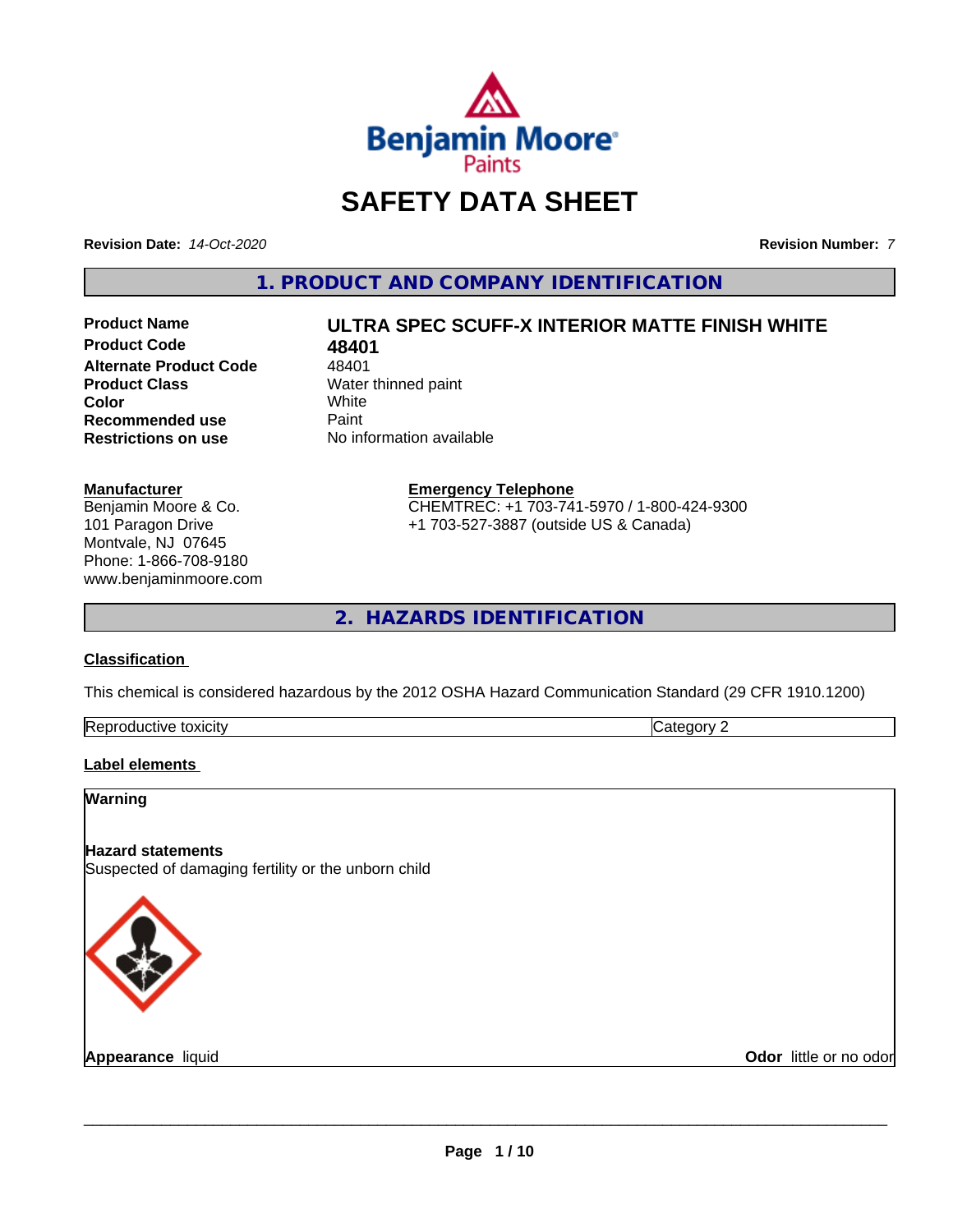Benjamin Moore Paints

# SAFETY DATA SHEET

**Revision Date:** *14-Oct-2020* **Revision Number:** *7*

## 1. PRODUCT AND COMPANY IDENTIFICATION

| | |
|---|---|
| **Product Name** | **ULTRA SPEC SCUFF-X INTERIOR MATTE FINISH WHITE** |
| **Product Code** | **48401** |
| **Alternate Product Code** | 48401 |
| **Product Class** | Water thinned paint |
| **Color** | White |
| **Recommended use** | Paint |
| **Restrictions on use** | No information available |

**Manufacturer**
Benjamin Moore & Co.
101 Paragon Drive
Montvale, NJ 07645
Phone: 1-866-708-9180
www.benjaminmoore.com

**Emergency Telephone**
CHEMTREC: +1 703-741-5970 / 1-800-424-9300
+1 703-527-3887 (outside US & Canada)

## 2. HAZARDS IDENTIFICATION

**Classification**

This chemical is considered hazardous by the 2012 OSHA Hazard Communication Standard (29 CFR 1910.1200)

| | |
|---|---|
| Reproductive toxicity | Category 2 |

**Label elements**

**Warning**

**Hazard statements**
Suspected of damaging fertility or the unborn child

**Appearance** liquid **Odor** little or no odor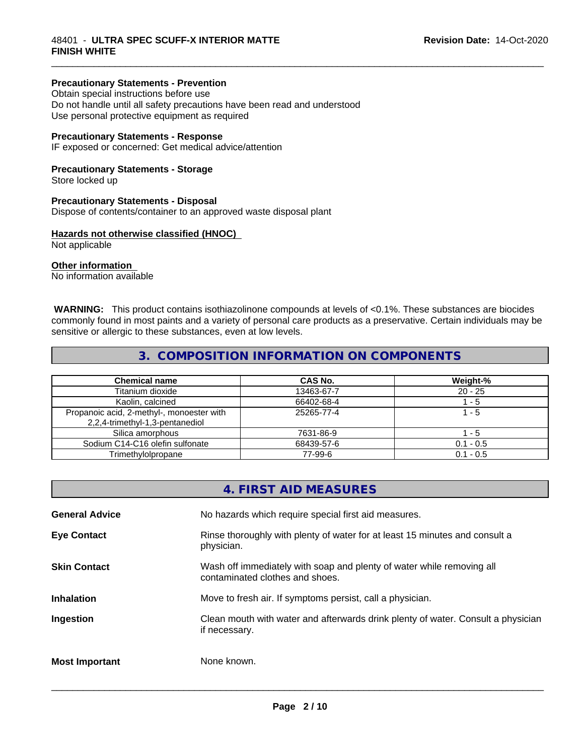**Precautionary Statements - Prevention**
Obtain special instructions before use
Do not handle until all safety precautions have been read and understood
Use personal protective equipment as required

**Precautionary Statements - Response**
IF exposed or concerned: Get medical advice/attention

**Precautionary Statements - Storage**
Store locked up

**Precautionary Statements - Disposal**
Dispose of contents/container to an approved waste disposal plant

**Hazards not otherwise classified (HNOC)**
Not applicable

**Other information**
No information available

**WARNING:** This product contains isothiazolinone compounds at levels of <0.1%. These substances are biocides commonly found in most paints and a variety of personal care products as a preservative. Certain individuals may be sensitive or allergic to these substances, even at low levels.

## 3. COMPOSITION INFORMATION ON COMPONENTS

| Chemical name | CAS No. | Weight-% |
|---|---|---|
| Titanium dioxide | 13463-67-7 | 20 - 25 |
| Kaolin, calcined | 66402-68-4 | 1 - 5 |
| Propanoic acid, 2-methyl-, monoester with 2,2,4-trimethyl-1,3-pentanediol | 25265-77-4 | 1 - 5 |
| Silica amorphous | 7631-86-9 | 1 - 5 |
| Sodium C14-C16 olefin sulfonate | 68439-57-6 | 0.1 - 0.5 |
| Trimethylolpropane | 77-99-6 | 0.1 - 0.5 |

## 4. FIRST AID MEASURES

**General Advice** No hazards which require special first aid measures.

**Eye Contact** Rinse thoroughly with plenty of water for at least 15 minutes and consult a physician.

**Skin Contact** Wash off immediately with soap and plenty of water while removing all contaminated clothes and shoes.

**Inhalation** Move to fresh air. If symptoms persist, call a physician.

**Ingestion** Clean mouth with water and afterwards drink plenty of water. Consult a physician if necessary.

**Most Important** None known.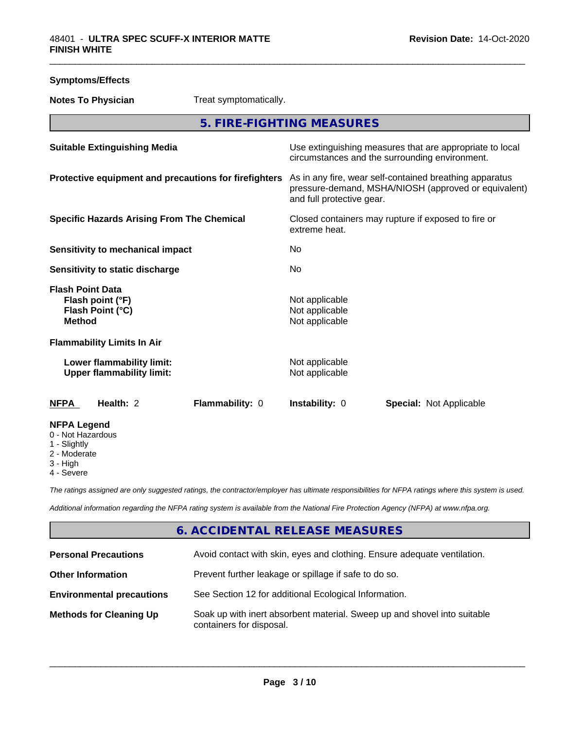**Symptoms/Effects**

**Notes To Physician** Treat symptomatically.

## 5. FIRE-FIGHTING MEASURES

| | |
|---|---|
| **Suitable Extinguishing Media** | Use extinguishing measures that are appropriate to local circumstances and the surrounding environment. |
| **Protective equipment and precautions for firefighters** | As in any fire, wear self-contained breathing apparatus pressure-demand, MSHA/NIOSH (approved or equivalent) and full protective gear. |
| **Specific Hazards Arising From The Chemical** | Closed containers may rupture if exposed to fire or extreme heat. |
| **Sensitivity to mechanical impact** | No |
| **Sensitivity to static discharge** | No |

**Flash Point Data**

| | |
|---|---|
| **Flash point (°F)** | Not applicable |
| **Flash Point (°C)** | Not applicable |
| **Method** | Not applicable |

**Flammability Limits In Air**

| | |
|---|---|
| **Lower flammability limit:** | Not applicable |
| **Upper flammability limit:** | Not applicable |

| NFPA | Health: 2 | Flammability: 0 | Instability: 0 | Special: Not Applicable |
|---|---|---|---|---|

**NFPA Legend**
- 0 - Not Hazardous
- 1 - Slightly
- 2 - Moderate
- 3 - High
- 4 - Severe

*The ratings assigned are only suggested ratings, the contractor/employer has ultimate responsibilities for NFPA ratings where this system is used.*

*Additional information regarding the NFPA rating system is available from the National Fire Protection Agency (NFPA) at www.nfpa.org.*

## 6. ACCIDENTAL RELEASE MEASURES

| | |
|---|---|
| **Personal Precautions** | Avoid contact with skin, eyes and clothing. Ensure adequate ventilation. |
| **Other Information** | Prevent further leakage or spillage if safe to do so. |
| **Environmental precautions** | See Section 12 for additional Ecological Information. |
| **Methods for Cleaning Up** | Soak up with inert absorbent material. Sweep up and shovel into suitable containers for disposal. |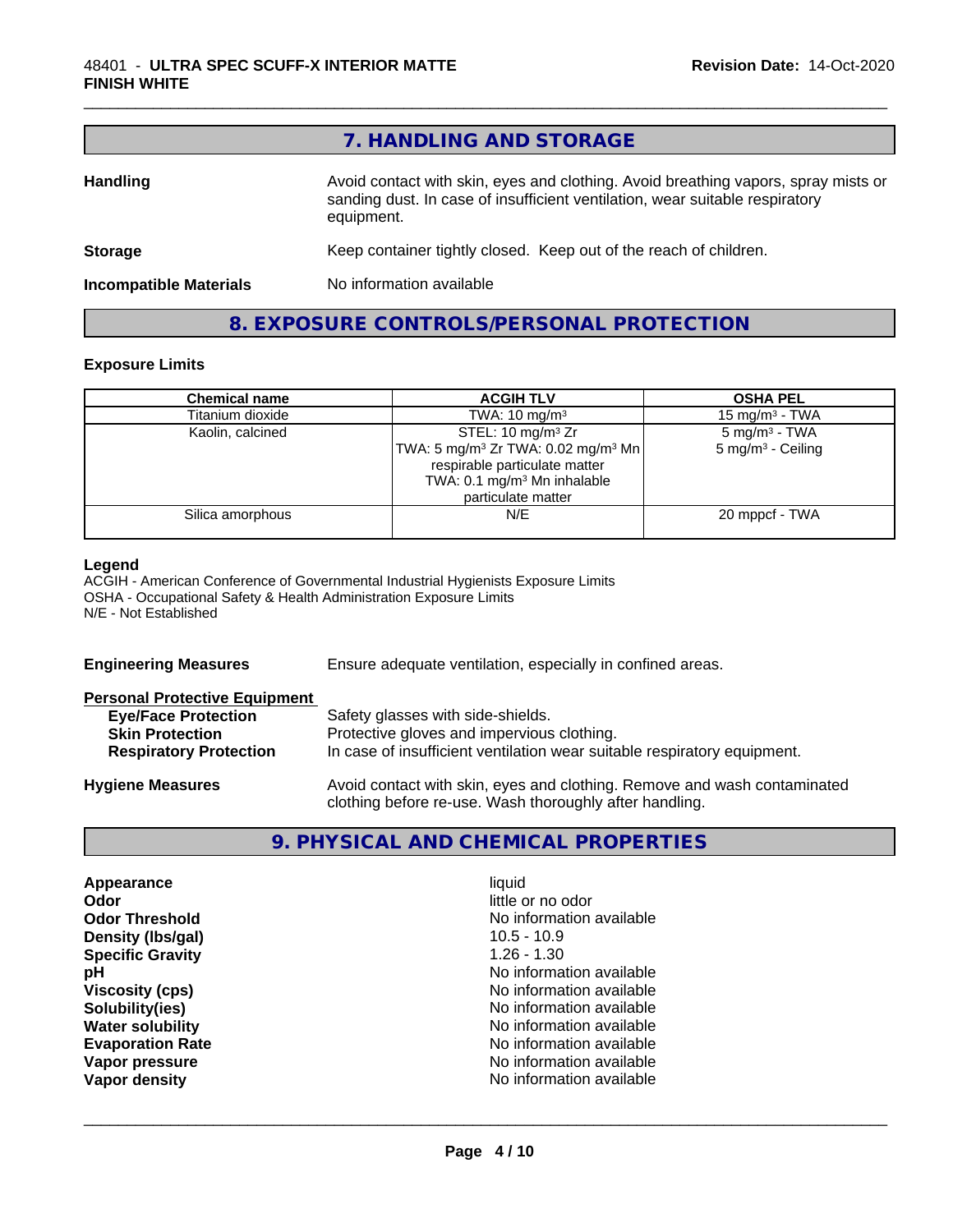## 7. HANDLING AND STORAGE

**Handling** Avoid contact with skin, eyes and clothing. Avoid breathing vapors, spray mists or sanding dust. In case of insufficient ventilation, wear suitable respiratory equipment.

**Storage** Keep container tightly closed. Keep out of the reach of children.

**Incompatible Materials** No information available

## 8. EXPOSURE CONTROLS/PERSONAL PROTECTION

### Exposure Limits

| Chemical name | ACGIH TLV | OSHA PEL |
|---|---|---|
| Titanium dioxide | TWA: 10 mg/m³ | 15 mg/m³ - TWA |
| Kaolin, calcined | STEL: 10 mg/m³ Zr<br>TWA: 5 mg/m³ Zr TWA: 0.02 mg/m³ Mn respirable particulate matter<br>TWA: 0.1 mg/m³ Mn inhalable particulate matter | 5 mg/m³ - TWA<br>5 mg/m³ - Ceiling |
| Silica amorphous | N/E | 20 mppcf - TWA |

**Legend**
ACGIH - American Conference of Governmental Industrial Hygienists Exposure Limits
OSHA - Occupational Safety & Health Administration Exposure Limits
N/E - Not Established

**Engineering Measures** Ensure adequate ventilation, especially in confined areas.

**Personal Protective Equipment**
- **Eye/Face Protection** Safety glasses with side-shields.
- **Skin Protection** Protective gloves and impervious clothing.
- **Respiratory Protection** In case of insufficient ventilation wear suitable respiratory equipment.

**Hygiene Measures** Avoid contact with skin, eyes and clothing. Remove and wash contaminated clothing before re-use. Wash thoroughly after handling.

## 9. PHYSICAL AND CHEMICAL PROPERTIES

| | |
|---|---|
| **Appearance** | liquid |
| **Odor** | little or no odor |
| **Odor Threshold** | No information available |
| **Density (lbs/gal)** | 10.5 - 10.9 |
| **Specific Gravity** | 1.26 - 1.30 |
| **pH** | No information available |
| **Viscosity (cps)** | No information available |
| **Solubility(ies)** | No information available |
| **Water solubility** | No information available |
| **Evaporation Rate** | No information available |
| **Vapor pressure** | No information available |
| **Vapor density** | No information available |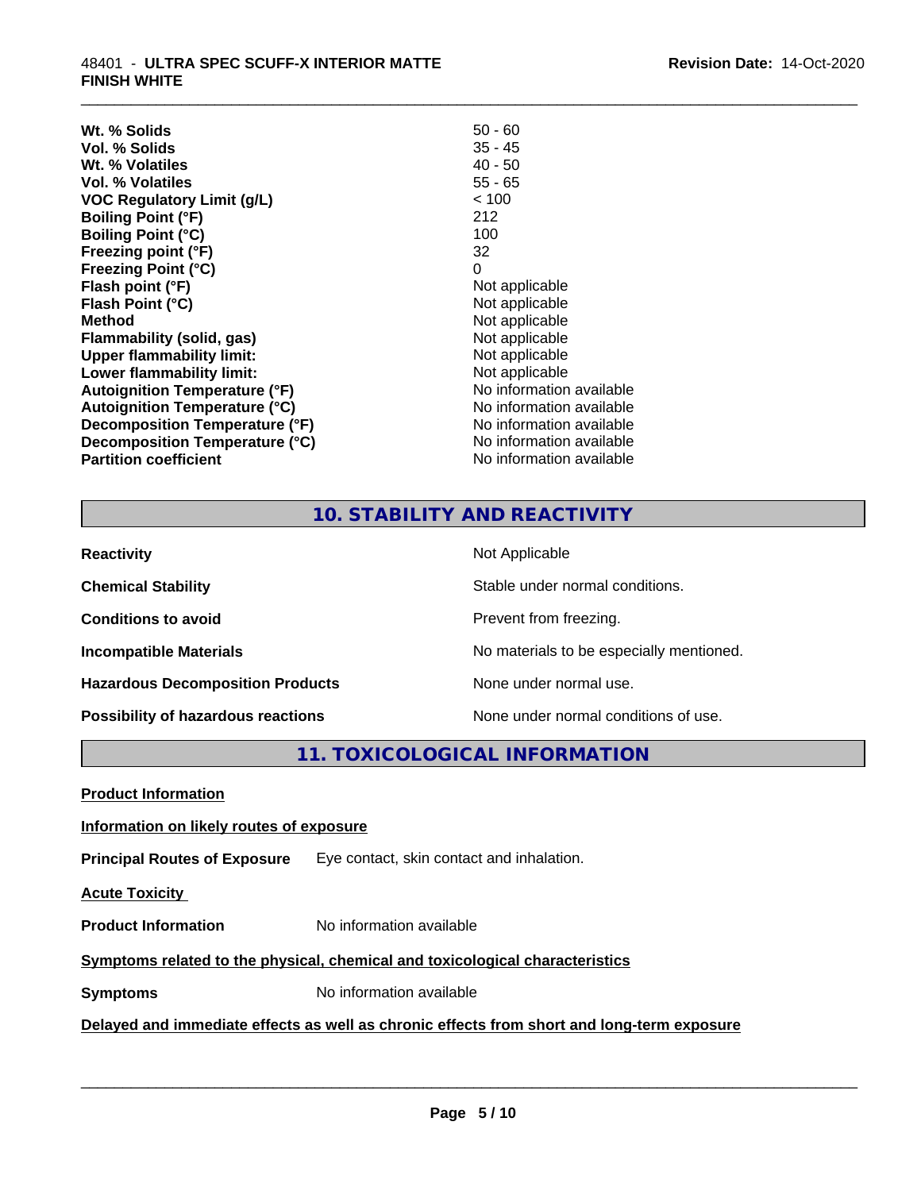| | |
|---|---|
| **Wt. % Solids** | 50 - 60 |
| **Vol. % Solids** | 35 - 45 |
| **Wt. % Volatiles** | 40 - 50 |
| **Vol. % Volatiles** | 55 - 65 |
| **VOC Regulatory Limit (g/L)** | < 100 |
| **Boiling Point (°F)** | 212 |
| **Boiling Point (°C)** | 100 |
| **Freezing point (°F)** | 32 |
| **Freezing Point (°C)** | 0 |
| **Flash point (°F)** | Not applicable |
| **Flash Point (°C)** | Not applicable |
| **Method** | Not applicable |
| **Flammability (solid, gas)** | Not applicable |
| **Upper flammability limit:** | Not applicable |
| **Lower flammability limit:** | Not applicable |
| **Autoignition Temperature (°F)** | No information available |
| **Autoignition Temperature (°C)** | No information available |
| **Decomposition Temperature (°F)** | No information available |
| **Decomposition Temperature (°C)** | No information available |
| **Partition coefficient** | No information available |

## 10. STABILITY AND REACTIVITY

| | |
|---|---|
| **Reactivity** | Not Applicable |
| **Chemical Stability** | Stable under normal conditions. |
| **Conditions to avoid** | Prevent from freezing. |
| **Incompatible Materials** | No materials to be especially mentioned. |
| **Hazardous Decomposition Products** | None under normal use. |
| **Possibility of hazardous reactions** | None under normal conditions of use. |

## 11. TOXICOLOGICAL INFORMATION

**Product Information**

**Information on likely routes of exposure**

**Principal Routes of Exposure** Eye contact, skin contact and inhalation.

**Acute Toxicity**

**Product Information** No information available

**Symptoms related to the physical, chemical and toxicological characteristics**

**Symptoms** No information available

**Delayed and immediate effects as well as chronic effects from short and long-term exposure**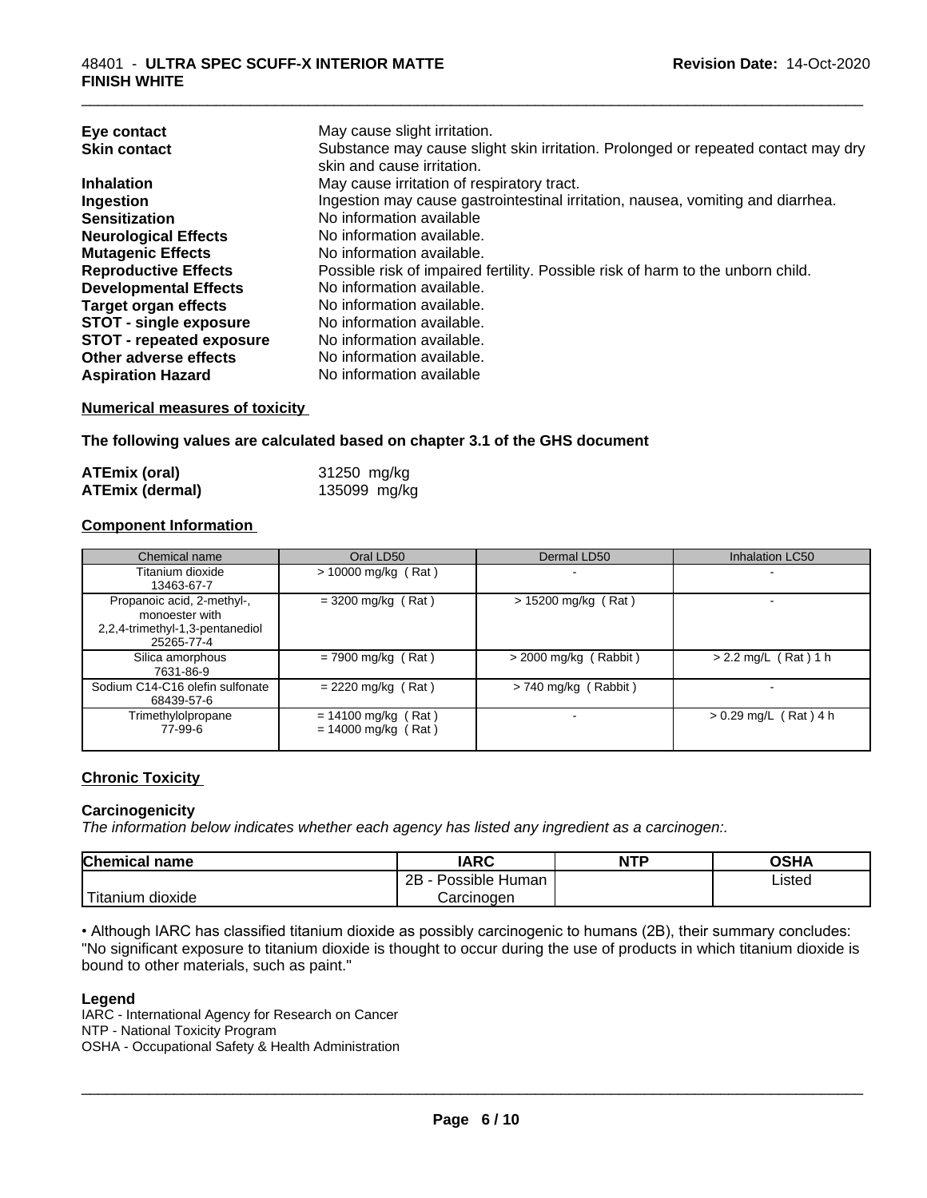| | |
|---|---|
| **Eye contact** | May cause slight irritation. |
| **Skin contact** | Substance may cause slight skin irritation. Prolonged or repeated contact may dry skin and cause irritation. |
| **Inhalation** | May cause irritation of respiratory tract. |
| **Ingestion** | Ingestion may cause gastrointestinal irritation, nausea, vomiting and diarrhea. |
| **Sensitization** | No information available |
| **Neurological Effects** | No information available. |
| **Mutagenic Effects** | No information available. |
| **Reproductive Effects** | Possible risk of impaired fertility. Possible risk of harm to the unborn child. |
| **Developmental Effects** | No information available. |
| **Target organ effects** | No information available. |
| **STOT - single exposure** | No information available. |
| **STOT - repeated exposure** | No information available. |
| **Other adverse effects** | No information available. |
| **Aspiration Hazard** | No information available |

**Numerical measures of toxicity**

**The following values are calculated based on chapter 3.1 of the GHS document**

| | |
|---|---|
| **ATEmix (oral)** | 31250 mg/kg |
| **ATEmix (dermal)** | 135099 mg/kg |

**Component Information**

| Chemical name | Oral LD50 | Dermal LD50 | Inhalation LC50 |
|---|---|---|---|
| Titanium dioxide<br>13463-67-7 | > 10000 mg/kg ( Rat ) | - | - |
| Propanoic acid, 2-methyl-, monoester with 2,2,4-trimethyl-1,3-pentanediol<br>25265-77-4 | = 3200 mg/kg ( Rat ) | > 15200 mg/kg ( Rat ) | - |
| Silica amorphous<br>7631-86-9 | = 7900 mg/kg ( Rat ) | > 2000 mg/kg ( Rabbit ) | > 2.2 mg/L ( Rat ) 1 h |
| Sodium C14-C16 olefin sulfonate<br>68439-57-6 | = 2220 mg/kg ( Rat ) | > 740 mg/kg ( Rabbit ) | - |
| Trimethylolpropane<br>77-99-6 | = 14100 mg/kg ( Rat )<br>= 14000 mg/kg ( Rat ) | - | > 0.29 mg/L ( Rat ) 4 h |

**Chronic Toxicity**

**Carcinogenicity**

*The information below indicates whether each agency has listed any ingredient as a carcinogen:.*

| Chemical name | IARC | NTP | OSHA |
|---|---|---|---|
| Titanium dioxide | 2B - Possible Human Carcinogen | | Listed |

• Although IARC has classified titanium dioxide as possibly carcinogenic to humans (2B), their summary concludes: "No significant exposure to titanium dioxide is thought to occur during the use of products in which titanium dioxide is bound to other materials, such as paint."

**Legend**

IARC - International Agency for Research on Cancer
NTP - National Toxicity Program
OSHA - Occupational Safety & Health Administration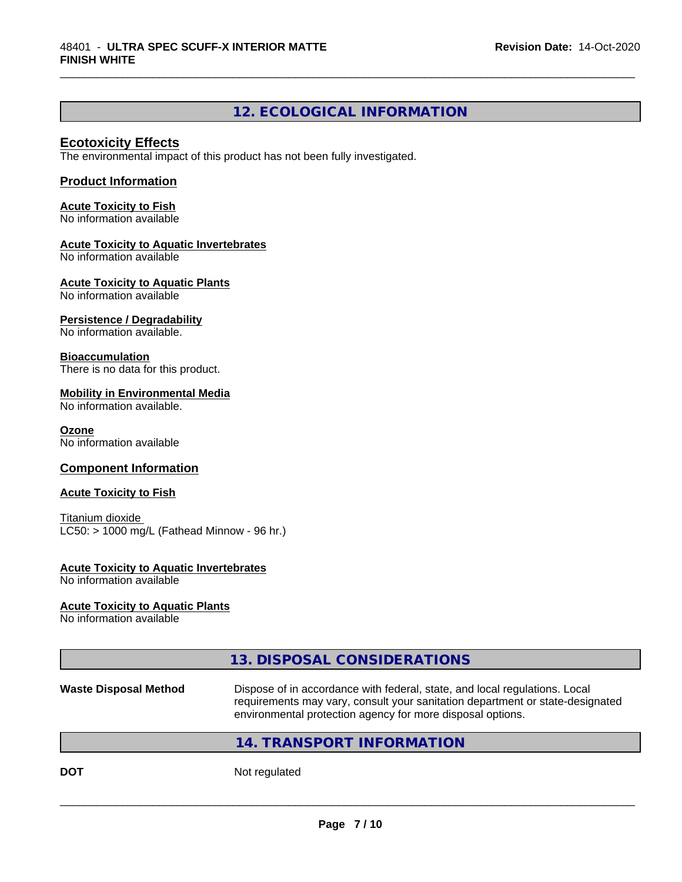## 12. ECOLOGICAL INFORMATION

### Ecotoxicity Effects

The environmental impact of this product has not been fully investigated.

### Product Information

**Acute Toxicity to Fish**
No information available

**Acute Toxicity to Aquatic Invertebrates**
No information available

**Acute Toxicity to Aquatic Plants**
No information available

**Persistence / Degradability**
No information available.

**Bioaccumulation**
There is no data for this product.

**Mobility in Environmental Media**
No information available.

**Ozone**
No information available

### Component Information

**Acute Toxicity to Fish**

Titanium dioxide
LC50: > 1000 mg/L (Fathead Minnow - 96 hr.)

**Acute Toxicity to Aquatic Invertebrates**
No information available

**Acute Toxicity to Aquatic Plants**
No information available

## 13. DISPOSAL CONSIDERATIONS

**Waste Disposal Method** Dispose of in accordance with federal, state, and local regulations. Local requirements may vary, consult your sanitation department or state-designated environmental protection agency for more disposal options.

## 14. TRANSPORT INFORMATION

**DOT** Not regulated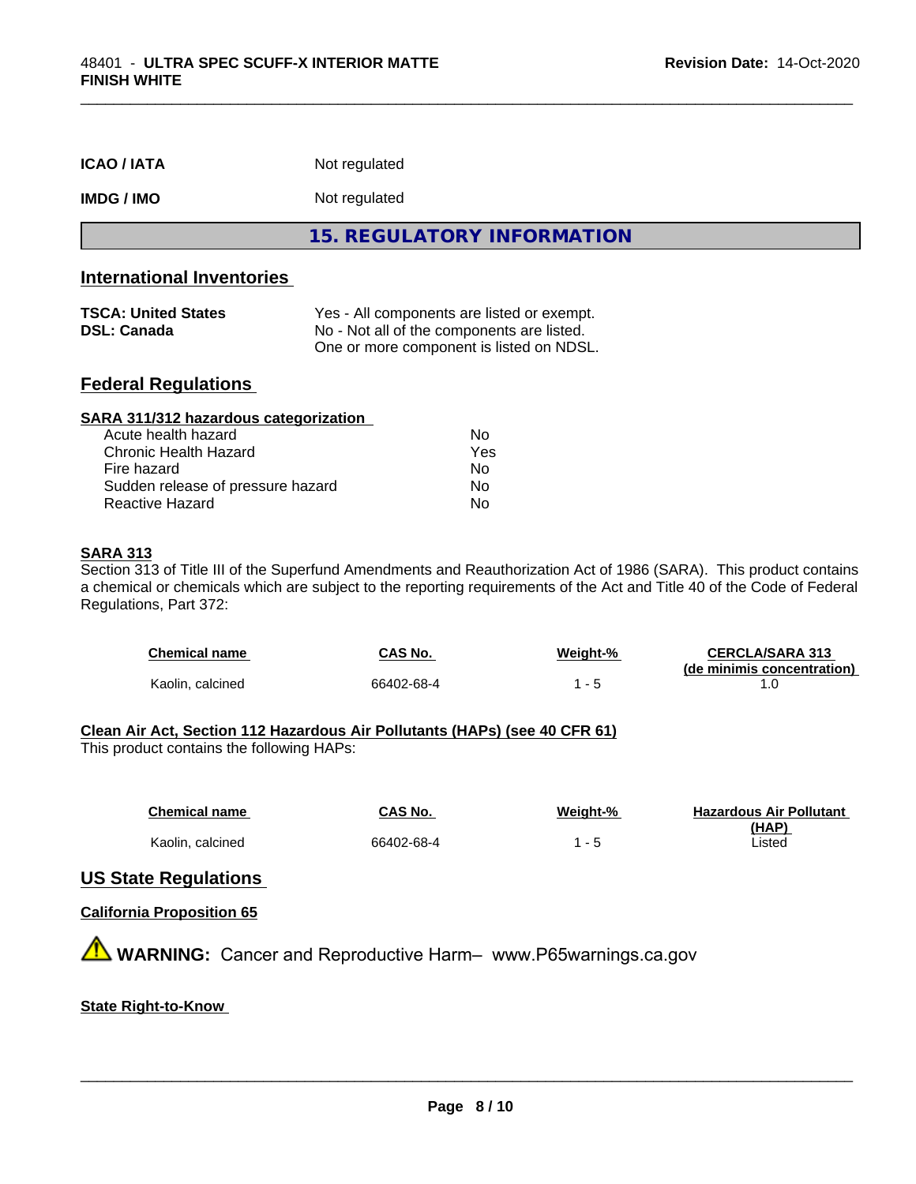| | |
|---|---|
| **ICAO / IATA** | Not regulated |
| **IMDG / IMO** | Not regulated |

# 15. REGULATORY INFORMATION

## International Inventories

| | |
|---|---|
| **TSCA: United States** | Yes - All components are listed or exempt. |
| **DSL: Canada** | No - Not all of the components are listed.<br>One or more component is listed on NDSL. |

## Federal Regulations

**SARA 311/312 hazardous categorization**

| | |
|---|---|
| Acute health hazard | No |
| Chronic Health Hazard | Yes |
| Fire hazard | No |
| Sudden release of pressure hazard | No |
| Reactive Hazard | No |

**SARA 313**

Section 313 of Title III of the Superfund Amendments and Reauthorization Act of 1986 (SARA). This product contains a chemical or chemicals which are subject to the reporting requirements of the Act and Title 40 of the Code of Federal Regulations, Part 372:

| Chemical name | CAS No. | Weight-% | CERCLA/SARA 313 (de minimis concentration) |
|---|---|---|---|
| Kaolin, calcined | 66402-68-4 | 1 - 5 | 1.0 |

**Clean Air Act, Section 112 Hazardous Air Pollutants (HAPs) (see 40 CFR 61)**

This product contains the following HAPs:

| Chemical name | CAS No. | Weight-% | Hazardous Air Pollutant (HAP) |
|---|---|---|---|
| Kaolin, calcined | 66402-68-4 | 1 - 5 | Listed |

## US State Regulations

**California Proposition 65**

⚠ **WARNING:** Cancer and Reproductive Harm– www.P65warnings.ca.gov

**State Right-to-Know**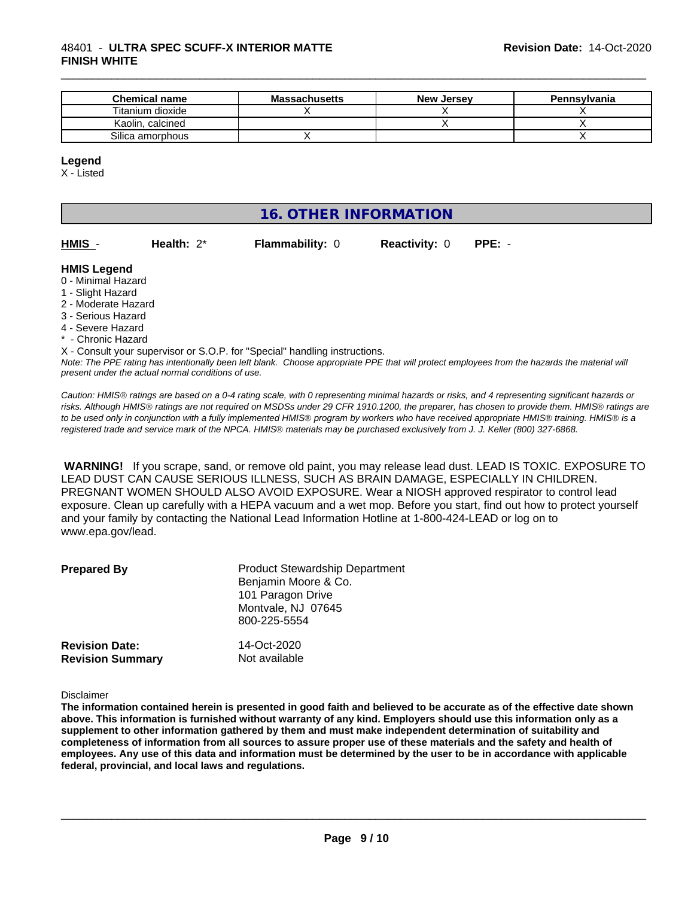| Chemical name | Massachusetts | New Jersey | Pennsylvania |
|---|---|---|---|
| Titanium dioxide | X | X | X |
| Kaolin, calcined | | X | X |
| Silica amorphous | X | | X |

**Legend**

X - Listed

## 16. OTHER INFORMATION

**HMIS** - **Health:** 2* **Flammability:** 0 **Reactivity:** 0 **PPE:** -

**HMIS Legend**

0 - Minimal Hazard
1 - Slight Hazard
2 - Moderate Hazard
3 - Serious Hazard
4 - Severe Hazard
* - Chronic Hazard
X - Consult your supervisor or S.O.P. for "Special" handling instructions.

*Note: The PPE rating has intentionally been left blank. Choose appropriate PPE that will protect employees from the hazards the material will present under the actual normal conditions of use.*

*Caution: HMIS® ratings are based on a 0-4 rating scale, with 0 representing minimal hazards or risks, and 4 representing significant hazards or risks. Although HMIS® ratings are not required on MSDSs under 29 CFR 1910.1200, the preparer, has chosen to provide them. HMIS® ratings are to be used only in conjunction with a fully implemented HMIS® program by workers who have received appropriate HMIS® training. HMIS® is a registered trade and service mark of the NPCA. HMIS® materials may be purchased exclusively from J. J. Keller (800) 327-6868.*

**WARNING!** If you scrape, sand, or remove old paint, you may release lead dust. LEAD IS TOXIC. EXPOSURE TO LEAD DUST CAN CAUSE SERIOUS ILLNESS, SUCH AS BRAIN DAMAGE, ESPECIALLY IN CHILDREN. PREGNANT WOMEN SHOULD ALSO AVOID EXPOSURE. Wear a NIOSH approved respirator to control lead exposure. Clean up carefully with a HEPA vacuum and a wet mop. Before you start, find out how to protect yourself and your family by contacting the National Lead Information Hotline at 1-800-424-LEAD or log on to www.epa.gov/lead.

**Prepared By**

Product Stewardship Department
Benjamin Moore & Co.
101 Paragon Drive
Montvale, NJ 07645
800-225-5554

**Revision Date:** 14-Oct-2020
**Revision Summary** Not available

Disclaimer

**The information contained herein is presented in good faith and believed to be accurate as of the effective date shown above. This information is furnished without warranty of any kind. Employers should use this information only as a supplement to other information gathered by them and must make independent determination of suitability and completeness of information from all sources to assure proper use of these materials and the safety and health of employees. Any use of this data and information must be determined by the user to be in accordance with applicable federal, provincial, and local laws and regulations.**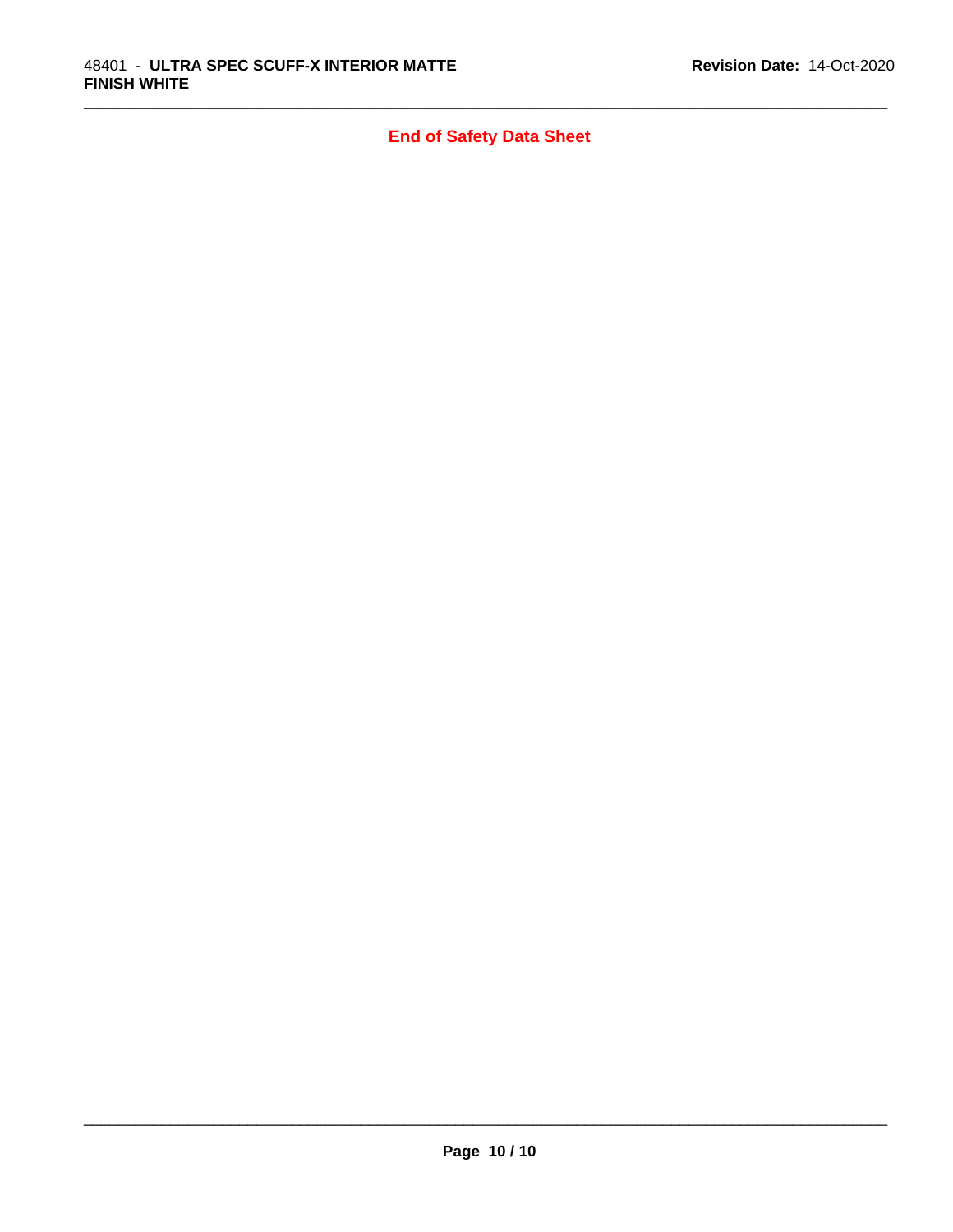**End of Safety Data Sheet**